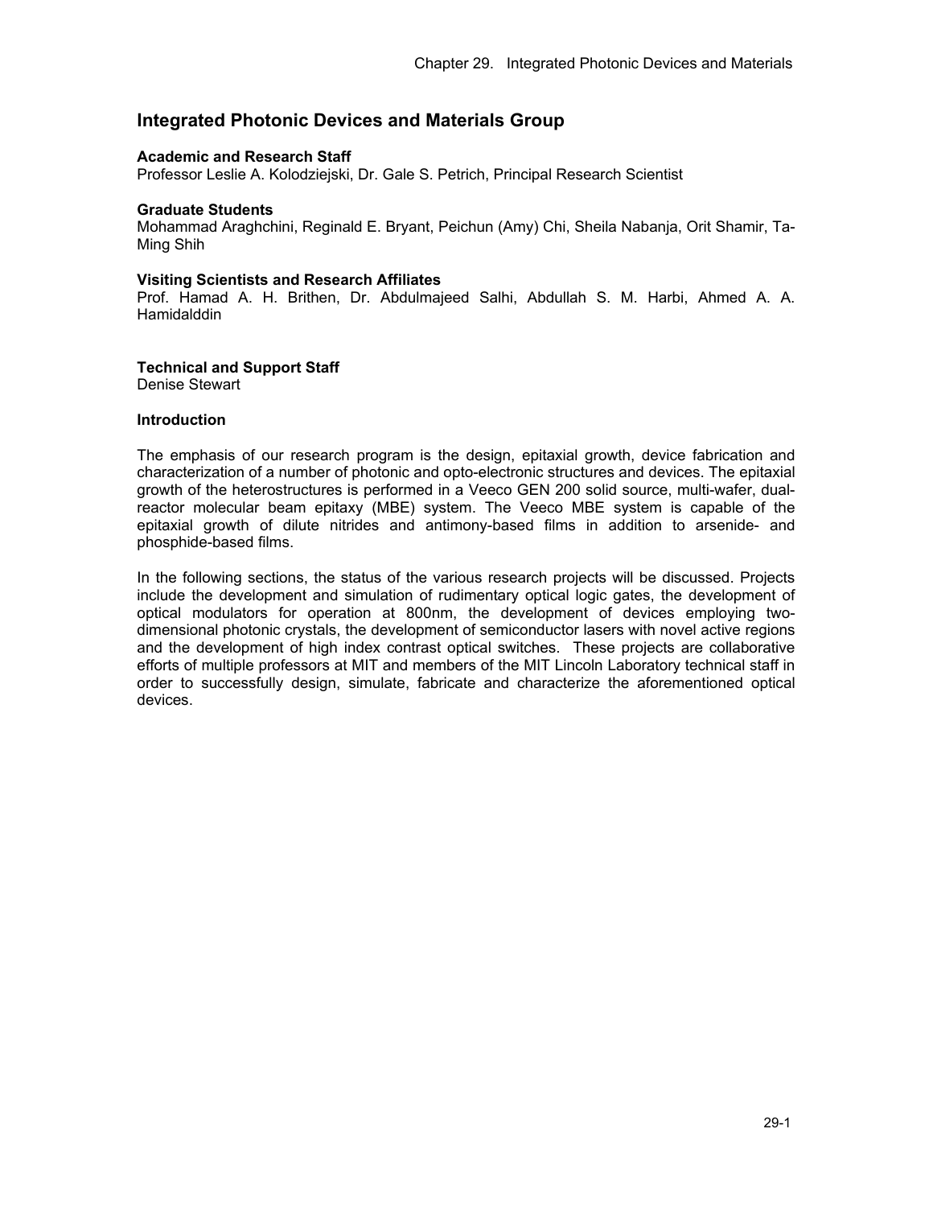# Integrated Photonic Devices and Materials Group

**Academic and Research Staff**
Professor Leslie A. Kolodziejski, Dr. Gale S. Petrich, Principal Research Scientist

**Graduate Students**
Mohammad Araghchini, Reginald E. Bryant, Peichun (Amy) Chi, Sheila Nabanja, Orit Shamir, Ta-Ming Shih

**Visiting Scientists and Research Affiliates**
Prof. Hamad A. H. Brithen, Dr. Abdulmajeed Salhi, Abdullah S. M. Harbi, Ahmed A. A. Hamidalddin

**Technical and Support Staff**
Denise Stewart

**Introduction**

The emphasis of our research program is the design, epitaxial growth, device fabrication and characterization of a number of photonic and opto-electronic structures and devices. The epitaxial growth of the heterostructures is performed in a Veeco GEN 200 solid source, multi-wafer, dual-reactor molecular beam epitaxy (MBE) system. The Veeco MBE system is capable of the epitaxial growth of dilute nitrides and antimony-based films in addition to arsenide- and phosphide-based films.

In the following sections, the status of the various research projects will be discussed. Projects include the development and simulation of rudimentary optical logic gates, the development of optical modulators for operation at 800nm, the development of devices employing two-dimensional photonic crystals, the development of semiconductor lasers with novel active regions and the development of high index contrast optical switches. These projects are collaborative efforts of multiple professors at MIT and members of the MIT Lincoln Laboratory technical staff in order to successfully design, simulate, fabricate and characterize the aforementioned optical devices.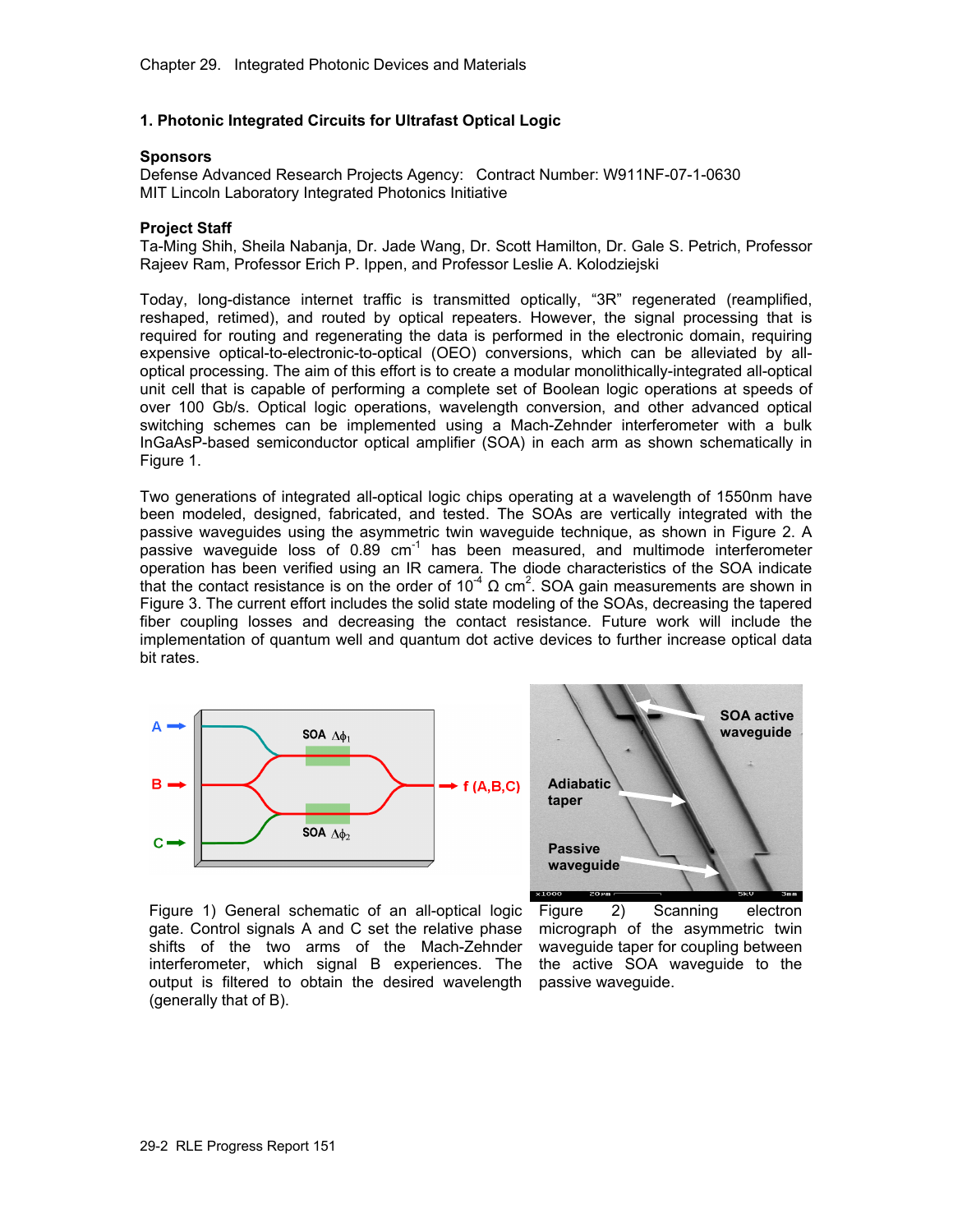## 1. Photonic Integrated Circuits for Ultrafast Optical Logic

**Sponsors**

Defense Advanced Research Projects Agency: Contract Number: W911NF-07-1-0630
MIT Lincoln Laboratory Integrated Photonics Initiative

**Project Staff**

Ta-Ming Shih, Sheila Nabanja, Dr. Jade Wang, Dr. Scott Hamilton, Dr. Gale S. Petrich, Professor Rajeev Ram, Professor Erich P. Ippen, and Professor Leslie A. Kolodziejski

Today, long-distance internet traffic is transmitted optically, "3R" regenerated (reamplified, reshaped, retimed), and routed by optical repeaters. However, the signal processing that is required for routing and regenerating the data is performed in the electronic domain, requiring expensive optical-to-electronic-to-optical (OEO) conversions, which can be alleviated by all-optical processing. The aim of this effort is to create a modular monolithically-integrated all-optical unit cell that is capable of performing a complete set of Boolean logic operations at speeds of over 100 Gb/s. Optical logic operations, wavelength conversion, and other advanced optical switching schemes can be implemented using a Mach-Zehnder interferometer with a bulk InGaAsP-based semiconductor optical amplifier (SOA) in each arm as shown schematically in Figure 1.

Two generations of integrated all-optical logic chips operating at a wavelength of 1550nm have been modeled, designed, fabricated, and tested. The SOAs are vertically integrated with the passive waveguides using the asymmetric twin waveguide technique, as shown in Figure 2. A passive waveguide loss of 0.89 $cm^{-1}$ has been measured, and multimode interferometer operation has been verified using an IR camera. The diode characteristics of the SOA indicate that the contact resistance is on the order of $10^{-4}$ $\Omega$ $cm^2$. SOA gain measurements are shown in Figure 3. The current effort includes the solid state modeling of the SOAs, decreasing the tapered fiber coupling losses and decreasing the contact resistance. Future work will include the implementation of quantum well and quantum dot active devices to further increase optical data bit rates.

Figure 1) General schematic of an all-optical logic gate. Control signals A and C set the relative phase shifts of the two arms of the Mach-Zehnder interferometer, which signal B experiences. The output is filtered to obtain the desired wavelength (generally that of B).

Figure 2) Scanning electron micrograph of the asymmetric twin waveguide taper for coupling between the active SOA waveguide to the passive waveguide.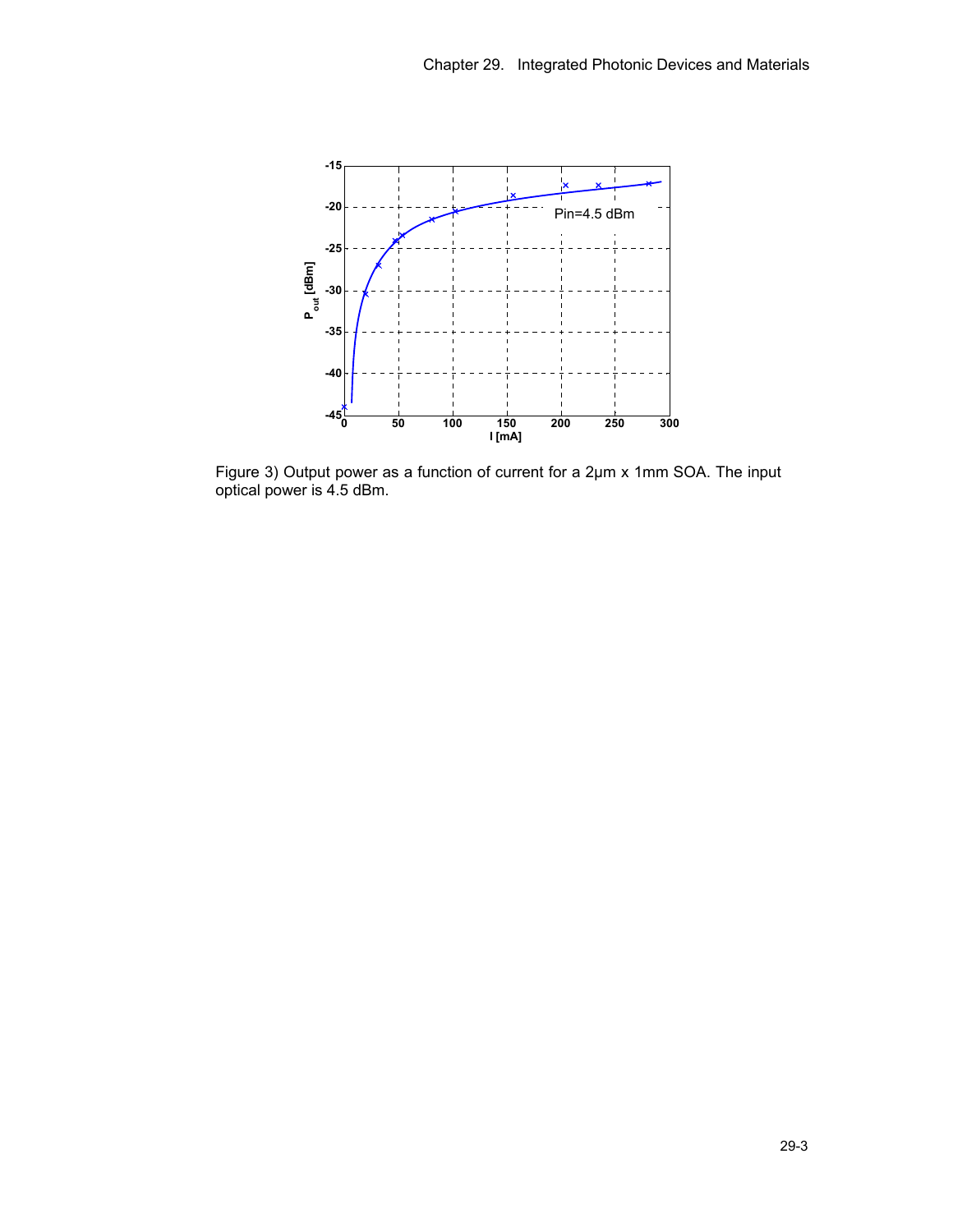Figure 3) Output power as a function of current for a 2μm x 1mm SOA. The input optical power is 4.5 dBm.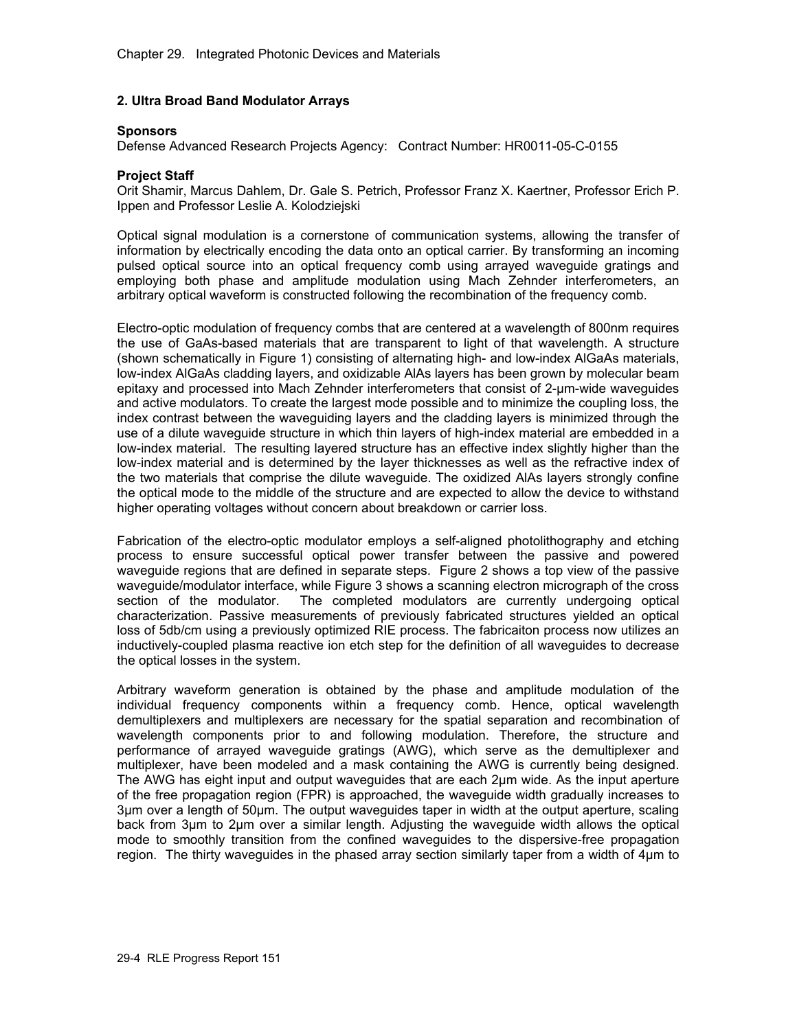## 2. Ultra Broad Band Modulator Arrays

**Sponsors**

Defense Advanced Research Projects Agency: Contract Number: HR0011-05-C-0155

**Project Staff**

Orit Shamir, Marcus Dahlem, Dr. Gale S. Petrich, Professor Franz X. Kaertner, Professor Erich P. Ippen and Professor Leslie A. Kolodziejski

Optical signal modulation is a cornerstone of communication systems, allowing the transfer of information by electrically encoding the data onto an optical carrier. By transforming an incoming pulsed optical source into an optical frequency comb using arrayed waveguide gratings and employing both phase and amplitude modulation using Mach Zehnder interferometers, an arbitrary optical waveform is constructed following the recombination of the frequency comb.

Electro-optic modulation of frequency combs that are centered at a wavelength of 800nm requires the use of GaAs-based materials that are transparent to light of that wavelength. A structure (shown schematically in Figure 1) consisting of alternating high- and low-index AlGaAs materials, low-index AlGaAs cladding layers, and oxidizable AlAs layers has been grown by molecular beam epitaxy and processed into Mach Zehnder interferometers that consist of 2-μm-wide waveguides and active modulators. To create the largest mode possible and to minimize the coupling loss, the index contrast between the waveguiding layers and the cladding layers is minimized through the use of a dilute waveguide structure in which thin layers of high-index material are embedded in a low-index material. The resulting layered structure has an effective index slightly higher than the low-index material and is determined by the layer thicknesses as well as the refractive index of the two materials that comprise the dilute waveguide. The oxidized AlAs layers strongly confine the optical mode to the middle of the structure and are expected to allow the device to withstand higher operating voltages without concern about breakdown or carrier loss.

Fabrication of the electro-optic modulator employs a self-aligned photolithography and etching process to ensure successful optical power transfer between the passive and powered waveguide regions that are defined in separate steps. Figure 2 shows a top view of the passive waveguide/modulator interface, while Figure 3 shows a scanning electron micrograph of the cross section of the modulator. The completed modulators are currently undergoing optical characterization. Passive measurements of previously fabricated structures yielded an optical loss of 5db/cm using a previously optimized RIE process. The fabricaiton process now utilizes an inductively-coupled plasma reactive ion etch step for the definition of all waveguides to decrease the optical losses in the system.

Arbitrary waveform generation is obtained by the phase and amplitude modulation of the individual frequency components within a frequency comb. Hence, optical wavelength demultiplexers and multiplexers are necessary for the spatial separation and recombination of wavelength components prior to and following modulation. Therefore, the structure and performance of arrayed waveguide gratings (AWG), which serve as the demultiplexer and multiplexer, have been modeled and a mask containing the AWG is currently being designed. The AWG has eight input and output waveguides that are each 2μm wide. As the input aperture of the free propagation region (FPR) is approached, the waveguide width gradually increases to 3μm over a length of 50μm. The output waveguides taper in width at the output aperture, scaling back from 3μm to 2μm over a similar length. Adjusting the waveguide width allows the optical mode to smoothly transition from the confined waveguides to the dispersive-free propagation region. The thirty waveguides in the phased array section similarly taper from a width of 4μm to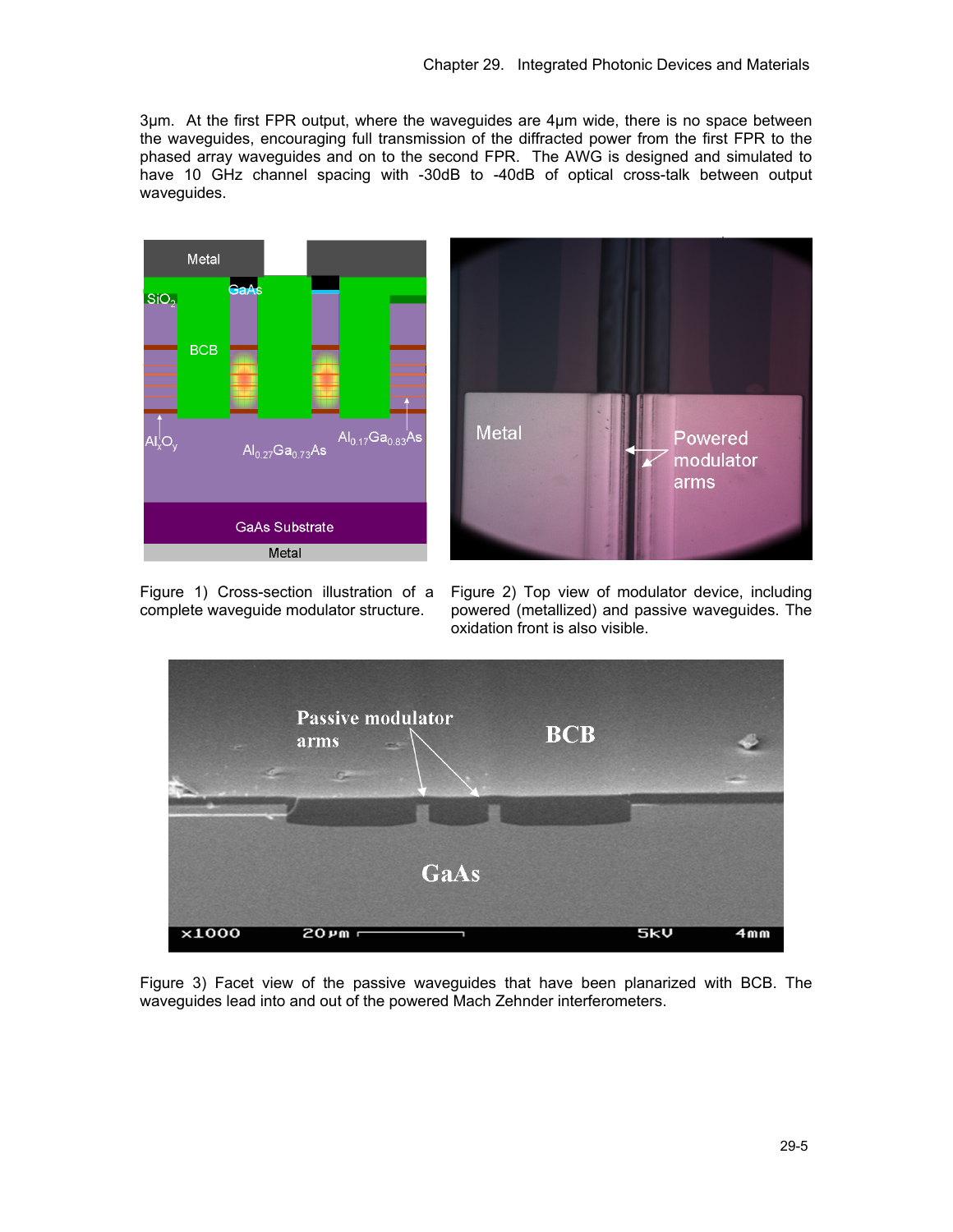3µm. At the first FPR output, where the waveguides are 4µm wide, there is no space between the waveguides, encouraging full transmission of the diffracted power from the first FPR to the phased array waveguides and on to the second FPR. The AWG is designed and simulated to have 10 GHz channel spacing with -30dB to -40dB of optical cross-talk between output waveguides.

Figure 1) Cross-section illustration of a complete waveguide modulator structure.

Figure 2) Top view of modulator device, including powered (metallized) and passive waveguides. The oxidation front is also visible.

Figure 3) Facet view of the passive waveguides that have been planarized with BCB. The waveguides lead into and out of the powered Mach Zehnder interferometers.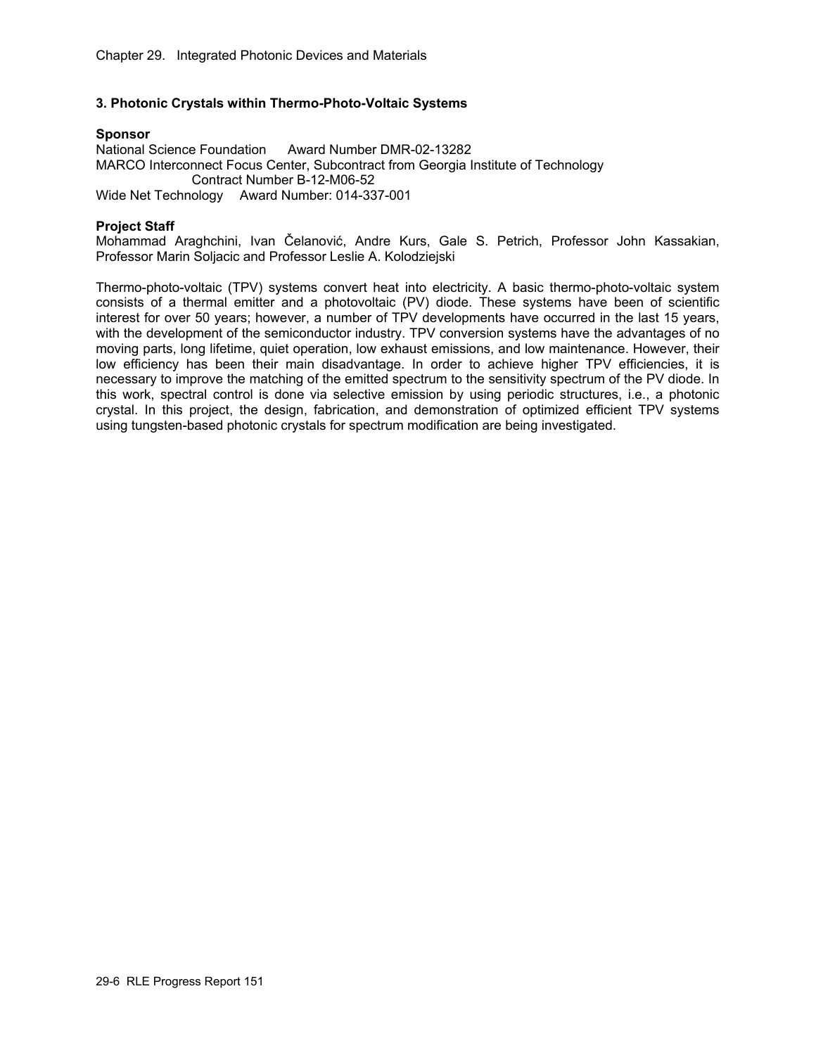### 3. Photonic Crystals within Thermo-Photo-Voltaic Systems

**Sponsor**

National Science Foundation Award Number DMR-02-13282
MARCO Interconnect Focus Center, Subcontract from Georgia Institute of Technology
Contract Number B-12-M06-52
Wide Net Technology Award Number: 014-337-001

**Project Staff**

Mohammad Araghchini, Ivan Čelanović, Andre Kurs, Gale S. Petrich, Professor John Kassakian, Professor Marin Soljacic and Professor Leslie A. Kolodziejski

Thermo-photo-voltaic (TPV) systems convert heat into electricity. A basic thermo-photo-voltaic system consists of a thermal emitter and a photovoltaic (PV) diode. These systems have been of scientific interest for over 50 years; however, a number of TPV developments have occurred in the last 15 years, with the development of the semiconductor industry. TPV conversion systems have the advantages of no moving parts, long lifetime, quiet operation, low exhaust emissions, and low maintenance. However, their low efficiency has been their main disadvantage. In order to achieve higher TPV efficiencies, it is necessary to improve the matching of the emitted spectrum to the sensitivity spectrum of the PV diode. In this work, spectral control is done via selective emission by using periodic structures, i.e., a photonic crystal. In this project, the design, fabrication, and demonstration of optimized efficient TPV systems using tungsten-based photonic crystals for spectrum modification are being investigated.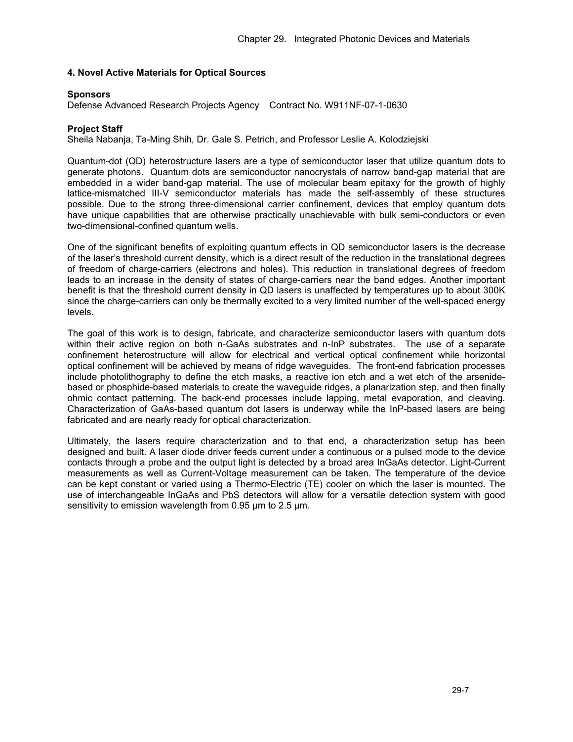## 4. Novel Active Materials for Optical Sources

**Sponsors**
Defense Advanced Research Projects Agency Contract No. W911NF-07-1-0630

**Project Staff**
Sheila Nabanja, Ta-Ming Shih, Dr. Gale S. Petrich, and Professor Leslie A. Kolodziejski

Quantum-dot (QD) heterostructure lasers are a type of semiconductor laser that utilize quantum dots to generate photons. Quantum dots are semiconductor nanocrystals of narrow band-gap material that are embedded in a wider band-gap material. The use of molecular beam epitaxy for the growth of highly lattice-mismatched III-V semiconductor materials has made the self-assembly of these structures possible. Due to the strong three-dimensional carrier confinement, devices that employ quantum dots have unique capabilities that are otherwise practically unachievable with bulk semi-conductors or even two-dimensional-confined quantum wells.

One of the significant benefits of exploiting quantum effects in QD semiconductor lasers is the decrease of the laser's threshold current density, which is a direct result of the reduction in the translational degrees of freedom of charge-carriers (electrons and holes). This reduction in translational degrees of freedom leads to an increase in the density of states of charge-carriers near the band edges. Another important benefit is that the threshold current density in QD lasers is unaffected by temperatures up to about 300K since the charge-carriers can only be thermally excited to a very limited number of the well-spaced energy levels.

The goal of this work is to design, fabricate, and characterize semiconductor lasers with quantum dots within their active region on both n-GaAs substrates and n-InP substrates. The use of a separate confinement heterostructure will allow for electrical and vertical optical confinement while horizontal optical confinement will be achieved by means of ridge waveguides. The front-end fabrication processes include photolithography to define the etch masks, a reactive ion etch and a wet etch of the arsenide-based or phosphide-based materials to create the waveguide ridges, a planarization step, and then finally ohmic contact patterning. The back-end processes include lapping, metal evaporation, and cleaving. Characterization of GaAs-based quantum dot lasers is underway while the InP-based lasers are being fabricated and are nearly ready for optical characterization.

Ultimately, the lasers require characterization and to that end, a characterization setup has been designed and built. A laser diode driver feeds current under a continuous or a pulsed mode to the device contacts through a probe and the output light is detected by a broad area InGaAs detector. Light-Current measurements as well as Current-Voltage measurement can be taken. The temperature of the device can be kept constant or varied using a Thermo-Electric (TE) cooler on which the laser is mounted. The use of interchangeable InGaAs and PbS detectors will allow for a versatile detection system with good sensitivity to emission wavelength from 0.95 µm to 2.5 µm.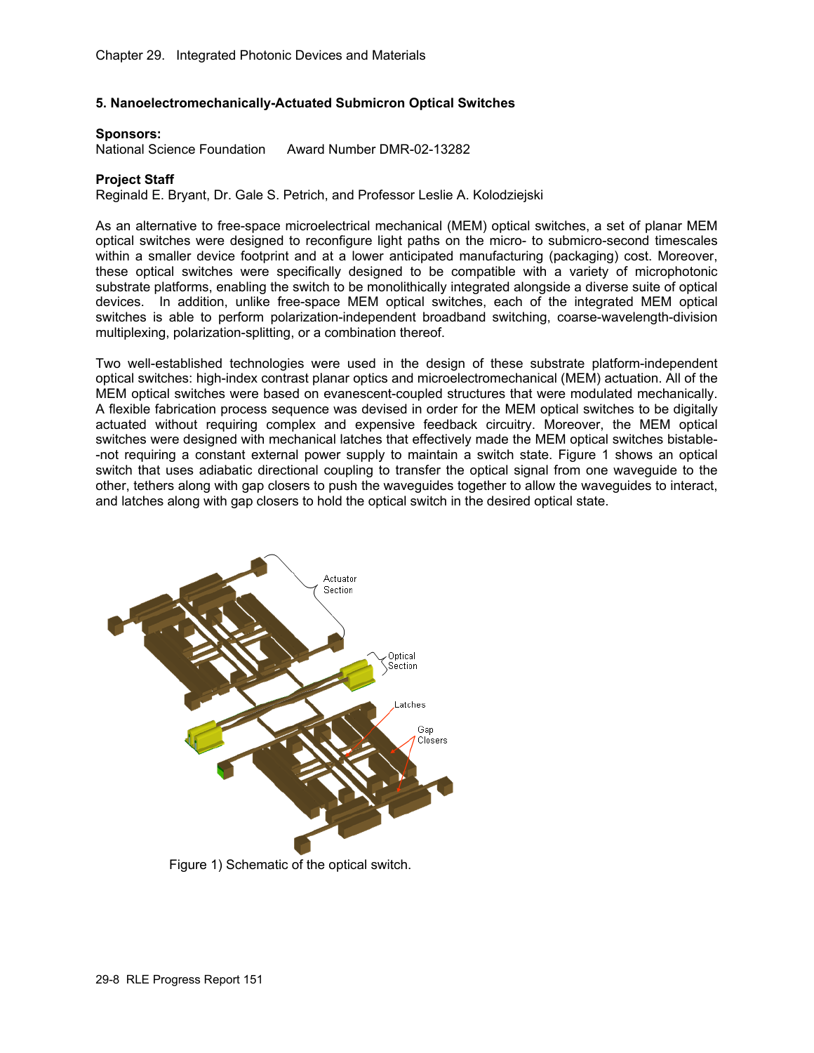## 5. Nanoelectromechanically-Actuated Submicron Optical Switches

**Sponsors:**
National Science Foundation Award Number DMR-02-13282

**Project Staff**
Reginald E. Bryant, Dr. Gale S. Petrich, and Professor Leslie A. Kolodziejski

As an alternative to free-space microelectrical mechanical (MEM) optical switches, a set of planar MEM optical switches were designed to reconfigure light paths on the micro- to submicro-second timescales within a smaller device footprint and at a lower anticipated manufacturing (packaging) cost. Moreover, these optical switches were specifically designed to be compatible with a variety of microphotonic substrate platforms, enabling the switch to be monolithically integrated alongside a diverse suite of optical devices. In addition, unlike free-space MEM optical switches, each of the integrated MEM optical switches is able to perform polarization-independent broadband switching, coarse-wavelength-division multiplexing, polarization-splitting, or a combination thereof.

Two well-established technologies were used in the design of these substrate platform-independent optical switches: high-index contrast planar optics and microelectromechanical (MEM) actuation. All of the MEM optical switches were based on evanescent-coupled structures that were modulated mechanically. A flexible fabrication process sequence was devised in order for the MEM optical switches to be digitally actuated without requiring complex and expensive feedback circuitry. Moreover, the MEM optical switches were designed with mechanical latches that effectively made the MEM optical switches bistable--not requiring a constant external power supply to maintain a switch state. Figure 1 shows an optical switch that uses adiabatic directional coupling to transfer the optical signal from one waveguide to the other, tethers along with gap closers to push the waveguides together to allow the waveguides to interact, and latches along with gap closers to hold the optical switch in the desired optical state.

Actuator Section

Optical Section

Latches

Gap Closers

Figure 1) Schematic of the optical switch.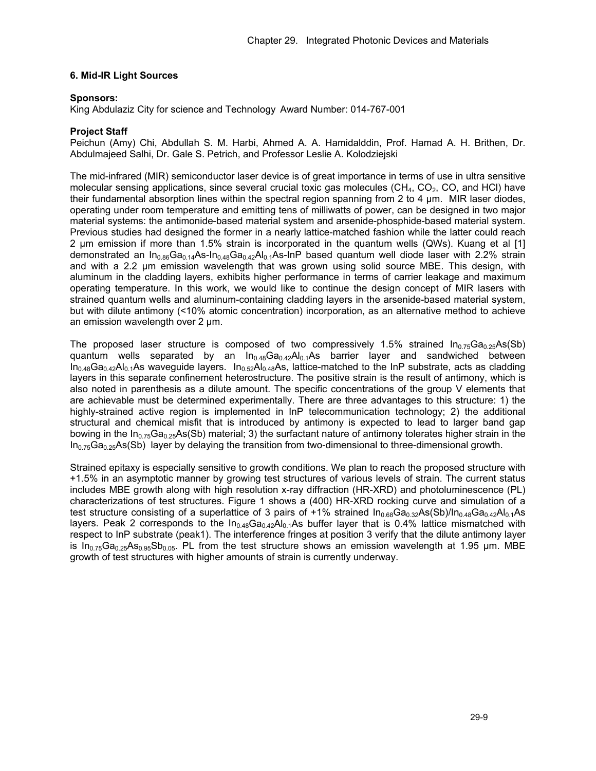## 6. Mid-IR Light Sources

**Sponsors:**
King Abdulaziz City for science and Technology Award Number: 014-767-001

**Project Staff**
Peichun (Amy) Chi, Abdullah S. M. Harbi, Ahmed A. A. Hamidalddin, Prof. Hamad A. H. Brithen, Dr. Abdulmajeed Salhi, Dr. Gale S. Petrich, and Professor Leslie A. Kolodziejski

The mid-infrared (MIR) semiconductor laser device is of great importance in terms of use in ultra sensitive molecular sensing applications, since several crucial toxic gas molecules ($CH_4$, $CO_2$, CO, and HCl) have their fundamental absorption lines within the spectral region spanning from 2 to 4 μm. MIR laser diodes, operating under room temperature and emitting tens of milliwatts of power, can be designed in two major material systems: the antimonide-based material system and arsenide-phosphide-based material system. Previous studies had designed the former in a nearly lattice-matched fashion while the latter could reach 2 μm emission if more than 1.5% strain is incorporated in the quantum wells (QWs). Kuang et al [1] demonstrated an $In_{0.86}Ga_{0.14}As$-$In_{0.48}Ga_{0.42}Al_{0.1}As$-InP based quantum well diode laser with 2.2% strain and with a 2.2 μm emission wavelength that was grown using solid source MBE. This design, with aluminum in the cladding layers, exhibits higher performance in terms of carrier leakage and maximum operating temperature. In this work, we would like to continue the design concept of MIR lasers with strained quantum wells and aluminum-containing cladding layers in the arsenide-based material system, but with dilute antimony (<10% atomic concentration) incorporation, as an alternative method to achieve an emission wavelength over 2 μm.

The proposed laser structure is composed of two compressively 1.5% strained $In_{0.75}Ga_{0.25}As(Sb)$ quantum wells separated by an $In_{0.48}Ga_{0.42}Al_{0.1}As$ barrier layer and sandwiched between $In_{0.48}Ga_{0.42}Al_{0.1}As$ waveguide layers. $In_{0.52}Al_{0.48}As$, lattice-matched to the InP substrate, acts as cladding layers in this separate confinement heterostructure. The positive strain is the result of antimony, which is also noted in parenthesis as a dilute amount. The specific concentrations of the group V elements that are achievable must be determined experimentally. There are three advantages to this structure: 1) the highly-strained active region is implemented in InP telecommunication technology; 2) the additional structural and chemical misfit that is introduced by antimony is expected to lead to larger band gap bowing in the $In_{0.75}Ga_{0.25}As(Sb)$ material; 3) the surfactant nature of antimony tolerates higher strain in the $In_{0.75}Ga_{0.25}As(Sb)$ layer by delaying the transition from two-dimensional to three-dimensional growth.

Strained epitaxy is especially sensitive to growth conditions. We plan to reach the proposed structure with +1.5% in an asymptotic manner by growing test structures of various levels of strain. The current status includes MBE growth along with high resolution x-ray diffraction (HR-XRD) and photoluminescence (PL) characterizations of test structures. Figure 1 shows a (400) HR-XRD rocking curve and simulation of a test structure consisting of a superlattice of 3 pairs of +1% strained $In_{0.68}Ga_{0.32}As(Sb)/In_{0.48}Ga_{0.42}Al_{0.1}As$ layers. Peak 2 corresponds to the $In_{0.48}Ga_{0.42}Al_{0.1}As$ buffer layer that is 0.4% lattice mismatched with respect to InP substrate (peak1). The interference fringes at position 3 verify that the dilute antimony layer is $In_{0.75}Ga_{0.25}As_{0.95}Sb_{0.05}$. PL from the test structure shows an emission wavelength at 1.95 μm. MBE growth of test structures with higher amounts of strain is currently underway.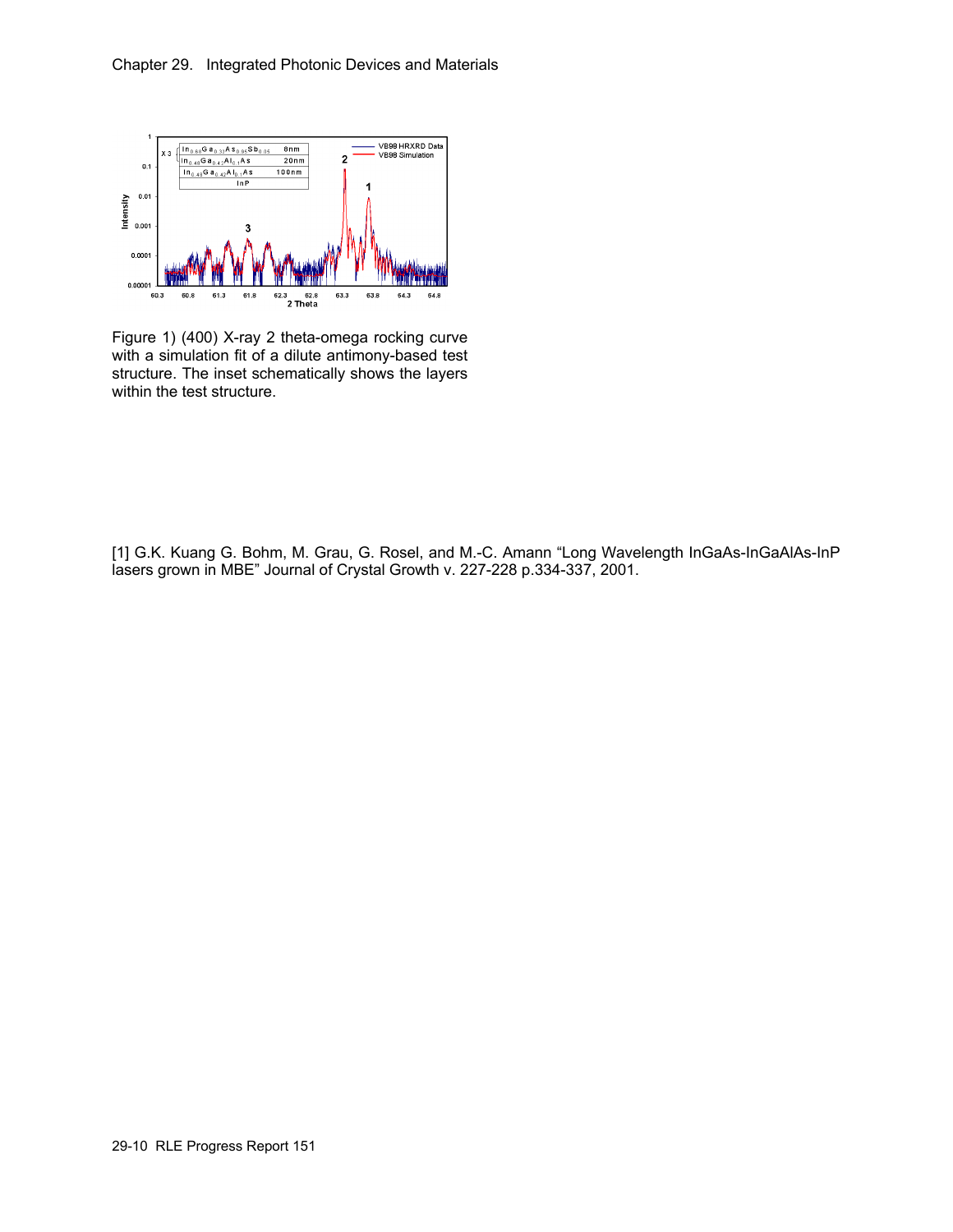Figure 1) (400) X-ray 2 theta-omega rocking curve with a simulation fit of a dilute antimony-based test structure. The inset schematically shows the layers within the test structure.

[1] G.K. Kuang G. Bohm, M. Grau, G. Rosel, and M.-C. Amann "Long Wavelength InGaAs-InGaAlAs-InP lasers grown in MBE" Journal of Crystal Growth v. 227-228 p.334-337, 2001.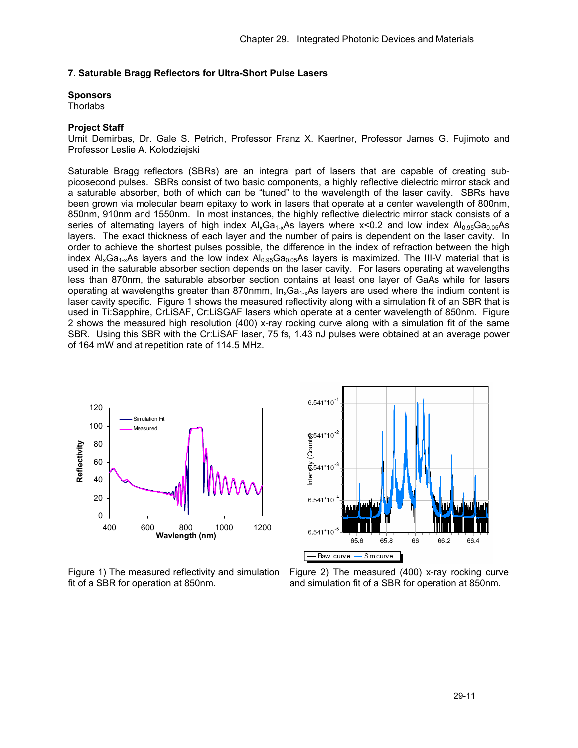## 7. Saturable Bragg Reflectors for Ultra-Short Pulse Lasers

**Sponsors**
Thorlabs

**Project Staff**
Umit Demirbas, Dr. Gale S. Petrich, Professor Franz X. Kaertner, Professor James G. Fujimoto and Professor Leslie A. Kolodziejski

Saturable Bragg reflectors (SBRs) are an integral part of lasers that are capable of creating sub-picosecond pulses. SBRs consist of two basic components, a highly reflective dielectric mirror stack and a saturable absorber, both of which can be "tuned" to the wavelength of the laser cavity. SBRs have been grown via molecular beam epitaxy to work in lasers that operate at a center wavelength of 800nm, 850nm, 910nm and 1550nm. In most instances, the highly reflective dielectric mirror stack consists of a series of alternating layers of high index $Al_xGa_{1-x}As$ layers where x<0.2 and low index $Al_{0.95}Ga_{0.05}As$ layers. The exact thickness of each layer and the number of pairs is dependent on the laser cavity. In order to achieve the shortest pulses possible, the difference in the index of refraction between the high index $Al_xGa_{1-x}As$ layers and the low index $Al_{0.95}Ga_{0.05}As$ layers is maximized. The III-V material that is used in the saturable absorber section depends on the laser cavity. For lasers operating at wavelengths less than 870nm, the saturable absorber section contains at least one layer of GaAs while for lasers operating at wavelengths greater than 870nmm, $In_xGa_{1-x}As$ layers are used where the indium content is laser cavity specific. Figure 1 shows the measured reflectivity along with a simulation fit of an SBR that is used in Ti:Sapphire, CrLiSAF, Cr:LiSGAF lasers which operate at a center wavelength of 850nm. Figure 2 shows the measured high resolution (400) x-ray rocking curve along with a simulation fit of the same SBR. Using this SBR with the Cr:LiSAF laser, 75 fs, 1.43 nJ pulses were obtained at an average power of 164 mW and at repetition rate of 114.5 MHz.

Figure 1) The measured reflectivity and simulation fit of a SBR for operation at 850nm.

Figure 2) The measured (400) x-ray rocking curve and simulation fit of a SBR for operation at 850nm.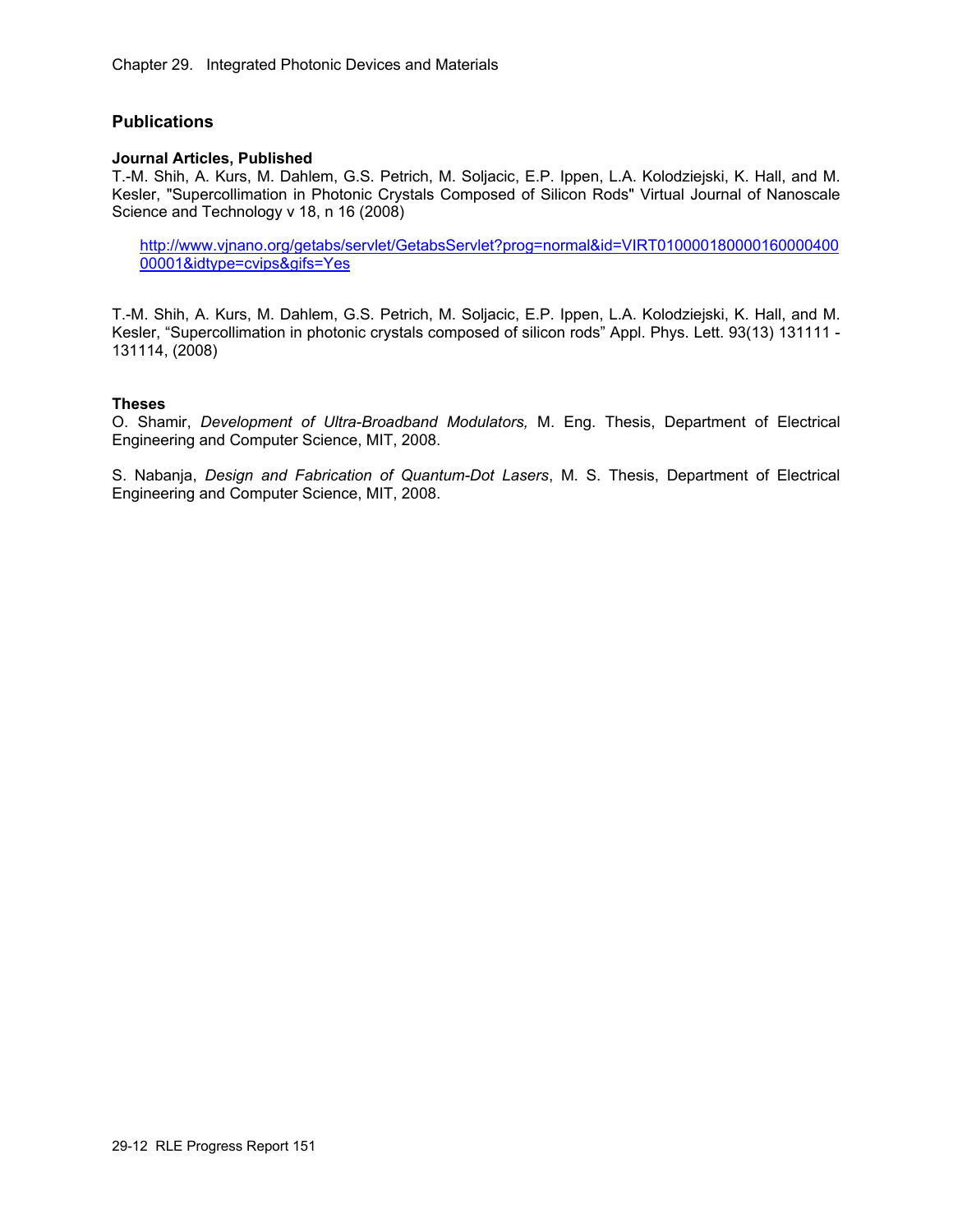## Publications

### Journal Articles, Published

T.-M. Shih, A. Kurs, M. Dahlem, G.S. Petrich, M. Soljacic, E.P. Ippen, L.A. Kolodziejski, K. Hall, and M. Kesler, "Supercollimation in Photonic Crystals Composed of Silicon Rods" Virtual Journal of Nanoscale Science and Technology v 18, n 16 (2008)

> http://www.vjnano.org/getabs/servlet/GetabsServlet?prog=normal&id=VIRT01000018000016000040000001&idtype=cvips&gifs=Yes

T.-M. Shih, A. Kurs, M. Dahlem, G.S. Petrich, M. Soljacic, E.P. Ippen, L.A. Kolodziejski, K. Hall, and M. Kesler, "Supercollimation in photonic crystals composed of silicon rods" Appl. Phys. Lett. 93(13) 131111 - 131114, (2008)

### Theses

O. Shamir, *Development of Ultra-Broadband Modulators,* M. Eng. Thesis, Department of Electrical Engineering and Computer Science, MIT, 2008.

S. Nabanja, *Design and Fabrication of Quantum-Dot Lasers*, M. S. Thesis, Department of Electrical Engineering and Computer Science, MIT, 2008.